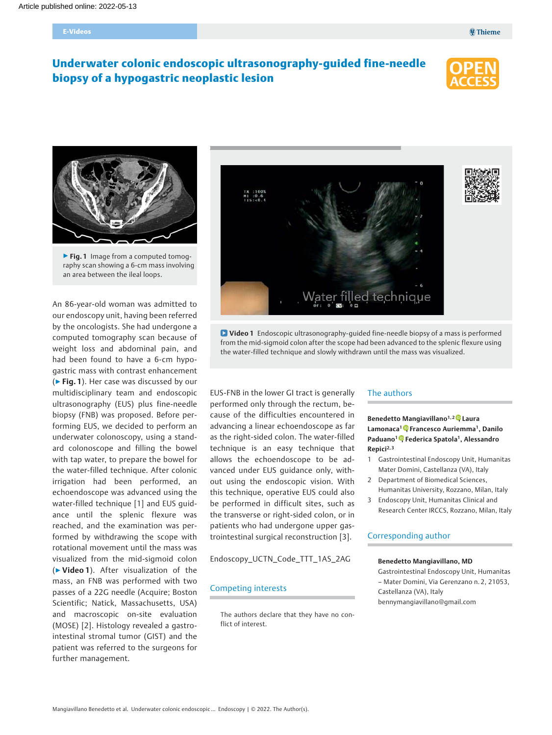# Underwater colonic endoscopic ultrasonography-guided fine-needle biopsy of a hypogastric neoplastic lesion

▶ **Fig. 1** Image from a computed tomography scan showing a 6-cm mass involving an area between the ileal loops.

▶ **Video 1** Endoscopic ultrasonography-guided fine-needle biopsy of a mass is performed from the mid-sigmoid colon after the scope had been advanced to the splenic flexure using the water-filled technique and slowly withdrawn until the mass was visualized.

An 86-year-old woman was admitted to our endoscopy unit, having been referred by the oncologists. She had undergone a computed tomography scan because of weight loss and abdominal pain, and had been found to have a 6-cm hypogastric mass with contrast enhancement (▶ **Fig. 1**). Her case was discussed by our multidisciplinary team and endoscopic ultrasonography (EUS) plus fine-needle biopsy (FNB) was proposed. Before performing EUS, we decided to perform an underwater colonoscopy, using a standard colonoscope and filling the bowel with tap water, to prepare the bowel for the water-filled technique. After colonic irrigation had been performed, an echoendoscope was advanced using the water-filled technique [1] and EUS guidance until the splenic flexure was reached, and the examination was performed by withdrawing the scope with rotational movement until the mass was visualized from the mid-sigmoid colon (▶ **Video 1**). After visualization of the mass, an FNB was performed with two passes of a 22G needle (Acquire; Boston Scientific; Natick, Massachusetts, USA) and macroscopic on-site evaluation (MOSE) [2]. Histology revealed a gastrointestinal stromal tumor (GIST) and the patient was referred to the surgeons for further management.

EUS-FNB in the lower GI tract is generally performed only through the rectum, because of the difficulties encountered in advancing a linear echoendoscope as far as the right-sided colon. The water-filled technique is an easy technique that allows the echoendoscope to be advanced under EUS guidance only, without using the endoscopic vision. With this technique, operative EUS could also be performed in difficult sites, such as the transverse or right-sided colon, or in patients who had undergone upper gastrointestinal surgical reconstruction [3].

Endoscopy_UCTN_Code_TTT_1AS_2AG

## Competing interests

The authors declare that they have no conflict of interest.

## The authors

**Benedetto Mangiavillano[1,2] Laura Lamonaca[1] Francesco Auriemma[1], Danilo Paduano[1] Federica Spatola[1], Alessandro Repici[2,3]**

1. Gastrointestinal Endoscopy Unit, Humanitas Mater Domini, Castellanza (VA), Italy
2. Department of Biomedical Sciences, Humanitas University, Rozzano, Milan, Italy
3. Endoscopy Unit, Humanitas Clinical and Research Center IRCCS, Rozzano, Milan, Italy

## Corresponding author

**Benedetto Mangiavillano, MD**
Gastrointestinal Endoscopy Unit, Humanitas – Mater Domini, Via Gerenzano n. 2, 21053, Castellanza (VA), Italy
bennymangiavillano@gmail.com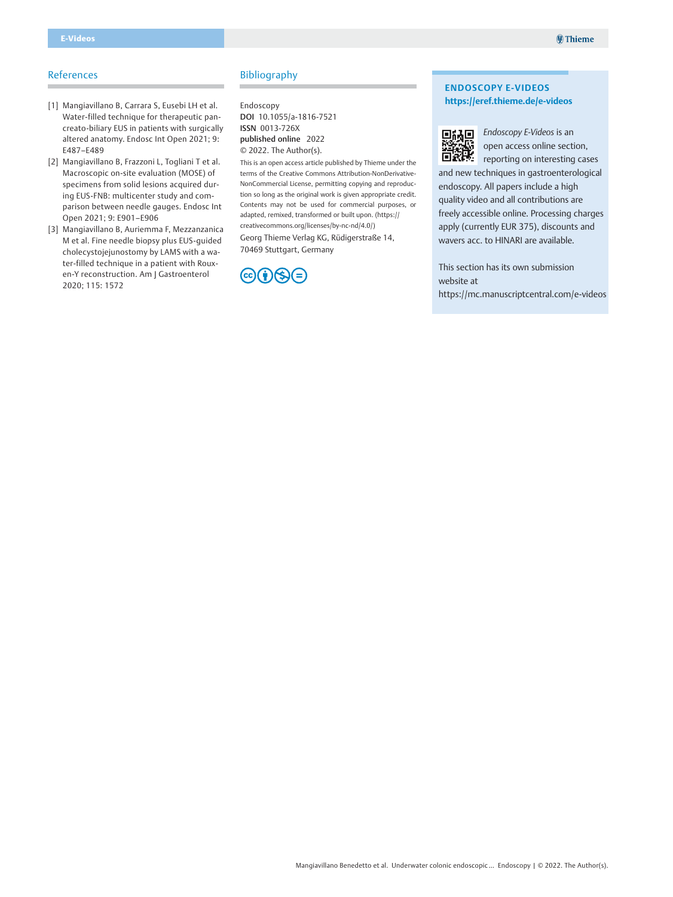## References

[1] Mangiavillano B, Carrara S, Eusebi LH et al. Water-filled technique for therapeutic pancreato-biliary EUS in patients with surgically altered anatomy. Endosc Int Open 2021; 9: E487–E489

[2] Mangiavillano B, Frazzoni L, Togliani T et al. Macroscopic on-site evaluation (MOSE) of specimens from solid lesions acquired during EUS-FNB: multicenter study and comparison between needle gauges. Endosc Int Open 2021; 9: E901–E906

[3] Mangiavillano B, Auriemma F, Mezzanzanica M et al. Fine needle biopsy plus EUS-guided cholecystojejunostomy by LAMS with a water-filled technique in a patient with Roux-en-Y reconstruction. Am J Gastroenterol 2020; 115: 1572

## Bibliography

Endoscopy
**DOI** 10.1055/a-1816-7521
**ISSN** 0013-726X
**published online** 2022
© 2022. The Author(s).

This is an open access article published by Thieme under the terms of the Creative Commons Attribution-NonDerivative-NonCommercial License, permitting copying and reproduction so long as the original work is given appropriate credit. Contents may not be used for commercial purposes, or adapted, remixed, transformed or built upon. (https://creativecommons.org/licenses/by-nc-nd/4.0/)

Georg Thieme Verlag KG, Rüdigerstraße 14, 70469 Stuttgart, Germany

### ENDOSCOPY E-VIDEOS
**https://eref.thieme.de/e-videos**

*Endoscopy E-Videos* is an open access online section, reporting on interesting cases and new techniques in gastroenterological endoscopy. All papers include a high quality video and all contributions are freely accessible online. Processing charges apply (currently EUR 375), discounts and wavers acc. to HINARI are available.

This section has its own submission website at https://mc.manuscriptcentral.com/e-videos